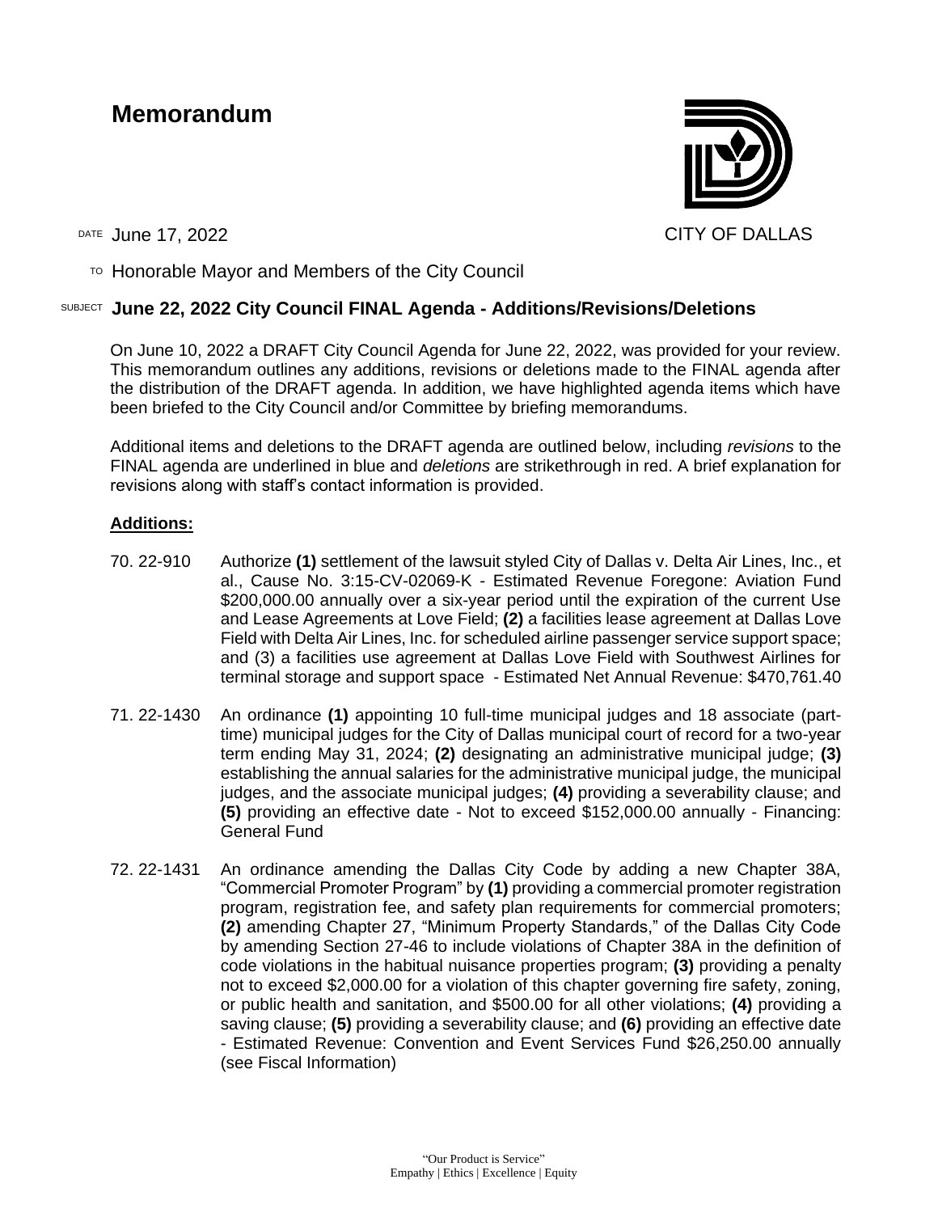# Memorandum

CITY OF DALLAS

DATE June 17, 2022

TO Honorable Mayor and Members of the City Council

SUBJECT **June 22, 2022 City Council FINAL Agenda - Additions/Revisions/Deletions**

On June 10, 2022 a DRAFT City Council Agenda for June 22, 2022, was provided for your review. This memorandum outlines any additions, revisions or deletions made to the FINAL agenda after the distribution of the DRAFT agenda. In addition, we have highlighted agenda items which have been briefed to the City Council and/or Committee by briefing memorandums.

Additional items and deletions to the DRAFT agenda are outlined below, including *revisions* to the FINAL agenda are underlined in blue and *deletions* are strikethrough in red. A brief explanation for revisions along with staff's contact information is provided.

**Additions:**

70. 22-910 Authorize **(1)** settlement of the lawsuit styled City of Dallas v. Delta Air Lines, Inc., et al., Cause No. 3:15-CV-02069-K - Estimated Revenue Foregone: Aviation Fund \$200,000.00 annually over a six-year period until the expiration of the current Use and Lease Agreements at Love Field; **(2)** a facilities lease agreement at Dallas Love Field with Delta Air Lines, Inc. for scheduled airline passenger service support space; and (3) a facilities use agreement at Dallas Love Field with Southwest Airlines for terminal storage and support space - Estimated Net Annual Revenue: \$470,761.40

71. 22-1430 An ordinance **(1)** appointing 10 full-time municipal judges and 18 associate (part-time) municipal judges for the City of Dallas municipal court of record for a two-year term ending May 31, 2024; **(2)** designating an administrative municipal judge; **(3)** establishing the annual salaries for the administrative municipal judge, the municipal judges, and the associate municipal judges; **(4)** providing a severability clause; and **(5)** providing an effective date - Not to exceed \$152,000.00 annually - Financing: General Fund

72. 22-1431 An ordinance amending the Dallas City Code by adding a new Chapter 38A, "Commercial Promoter Program" by **(1)** providing a commercial promoter registration program, registration fee, and safety plan requirements for commercial promoters; **(2)** amending Chapter 27, "Minimum Property Standards," of the Dallas City Code by amending Section 27-46 to include violations of Chapter 38A in the definition of code violations in the habitual nuisance properties program; **(3)** providing a penalty not to exceed \$2,000.00 for a violation of this chapter governing fire safety, zoning, or public health and sanitation, and \$500.00 for all other violations; **(4)** providing a saving clause; **(5)** providing a severability clause; and **(6)** providing an effective date - Estimated Revenue: Convention and Event Services Fund \$26,250.00 annually (see Fiscal Information)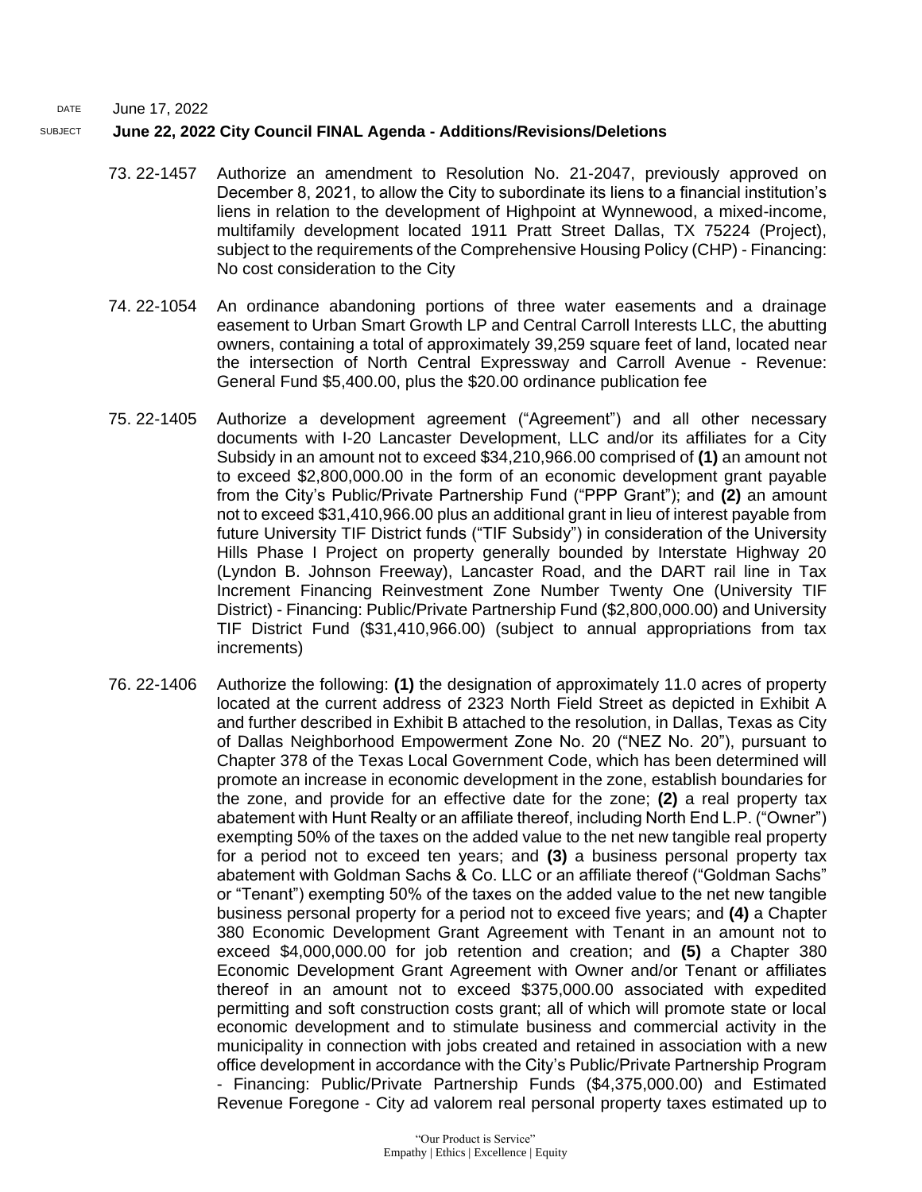DATE June 17, 2022

SUBJECT **June 22, 2022 City Council FINAL Agenda - Additions/Revisions/Deletions**

73. 22-1457 Authorize an amendment to Resolution No. 21-2047, previously approved on December 8, 2021, to allow the City to subordinate its liens to a financial institution's liens in relation to the development of Highpoint at Wynnewood, a mixed-income, multifamily development located 1911 Pratt Street Dallas, TX 75224 (Project), subject to the requirements of the Comprehensive Housing Policy (CHP) - Financing: No cost consideration to the City

74. 22-1054 An ordinance abandoning portions of three water easements and a drainage easement to Urban Smart Growth LP and Central Carroll Interests LLC, the abutting owners, containing a total of approximately 39,259 square feet of land, located near the intersection of North Central Expressway and Carroll Avenue - Revenue: General Fund $5,400.00, plus the $20.00 ordinance publication fee

75. 22-1405 Authorize a development agreement ("Agreement") and all other necessary documents with I-20 Lancaster Development, LLC and/or its affiliates for a City Subsidy in an amount not to exceed $34,210,966.00 comprised of **(1)** an amount not to exceed $2,800,000.00 in the form of an economic development grant payable from the City's Public/Private Partnership Fund ("PPP Grant"); and **(2)** an amount not to exceed $31,410,966.00 plus an additional grant in lieu of interest payable from future University TIF District funds ("TIF Subsidy") in consideration of the University Hills Phase I Project on property generally bounded by Interstate Highway 20 (Lyndon B. Johnson Freeway), Lancaster Road, and the DART rail line in Tax Increment Financing Reinvestment Zone Number Twenty One (University TIF District) - Financing: Public/Private Partnership Fund ($2,800,000.00) and University TIF District Fund ($31,410,966.00) (subject to annual appropriations from tax increments)

76. 22-1406 Authorize the following: **(1)** the designation of approximately 11.0 acres of property located at the current address of 2323 North Field Street as depicted in Exhibit A and further described in Exhibit B attached to the resolution, in Dallas, Texas as City of Dallas Neighborhood Empowerment Zone No. 20 ("NEZ No. 20"), pursuant to Chapter 378 of the Texas Local Government Code, which has been determined will promote an increase in economic development in the zone, establish boundaries for the zone, and provide for an effective date for the zone; **(2)** a real property tax abatement with Hunt Realty or an affiliate thereof, including North End L.P. ("Owner") exempting 50% of the taxes on the added value to the net new tangible real property for a period not to exceed ten years; and **(3)** a business personal property tax abatement with Goldman Sachs & Co. LLC or an affiliate thereof ("Goldman Sachs" or "Tenant") exempting 50% of the taxes on the added value to the net new tangible business personal property for a period not to exceed five years; and **(4)** a Chapter 380 Economic Development Grant Agreement with Tenant in an amount not to exceed $4,000,000.00 for job retention and creation; and **(5)** a Chapter 380 Economic Development Grant Agreement with Owner and/or Tenant or affiliates thereof in an amount not to exceed $375,000.00 associated with expedited permitting and soft construction costs grant; all of which will promote state or local economic development and to stimulate business and commercial activity in the municipality in connection with jobs created and retained in association with a new office development in accordance with the City's Public/Private Partnership Program - Financing: Public/Private Partnership Funds ($4,375,000.00) and Estimated Revenue Foregone - City ad valorem real personal property taxes estimated up to

"Our Product is Service"
Empathy | Ethics | Excellence | Equity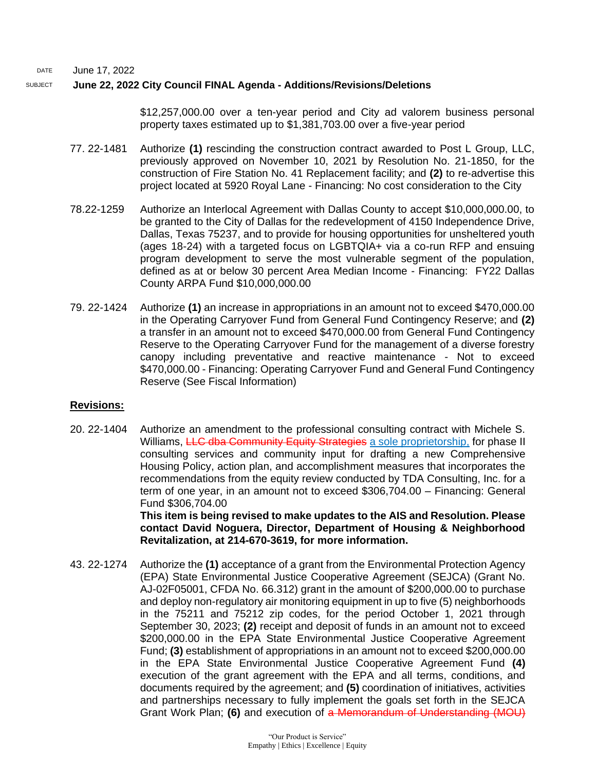DATE June 17, 2022

SUBJECT **June 22, 2022 City Council FINAL Agenda - Additions/Revisions/Deletions**

$12,257,000.00 over a ten-year period and City ad valorem business personal property taxes estimated up to $1,381,703.00 over a five-year period

77. 22-1481 Authorize **(1)** rescinding the construction contract awarded to Post L Group, LLC, previously approved on November 10, 2021 by Resolution No. 21-1850, for the construction of Fire Station No. 41 Replacement facility; and **(2)** to re-advertise this project located at 5920 Royal Lane - Financing: No cost consideration to the City

78. 22-1259 Authorize an Interlocal Agreement with Dallas County to accept $10,000,000.00, to be granted to the City of Dallas for the redevelopment of 4150 Independence Drive, Dallas, Texas 75237, and to provide for housing opportunities for unsheltered youth (ages 18-24) with a targeted focus on LGBTQIA+ via a co-run RFP and ensuing program development to serve the most vulnerable segment of the population, defined as at or below 30 percent Area Median Income - Financing: FY22 Dallas County ARPA Fund $10,000,000.00

79. 22-1424 Authorize **(1)** an increase in appropriations in an amount not to exceed $470,000.00 in the Operating Carryover Fund from General Fund Contingency Reserve; and **(2)** a transfer in an amount not to exceed $470,000.00 from General Fund Contingency Reserve to the Operating Carryover Fund for the management of a diverse forestry canopy including preventative and reactive maintenance - Not to exceed $470,000.00 - Financing: Operating Carryover Fund and General Fund Contingency Reserve (See Fiscal Information)

**Revisions:**

20. 22-1404 Authorize an amendment to the professional consulting contract with Michele S. Williams, ~~LLC dba Community Equity Strategies~~ <u>a sole proprietorship,</u> for phase II consulting services and community input for drafting a new Comprehensive Housing Policy, action plan, and accomplishment measures that incorporates the recommendations from the equity review conducted by TDA Consulting, Inc. for a term of one year, in an amount not to exceed $306,704.00 – Financing: General Fund $306,704.00
**This item is being revised to make updates to the AIS and Resolution. Please contact David Noguera, Director, Department of Housing & Neighborhood Revitalization, at 214-670-3619, for more information.**

43. 22-1274 Authorize the **(1)** acceptance of a grant from the Environmental Protection Agency (EPA) State Environmental Justice Cooperative Agreement (SEJCA) (Grant No. AJ-02F05001, CFDA No. 66.312) grant in the amount of $200,000.00 to purchase and deploy non-regulatory air monitoring equipment in up to five (5) neighborhoods in the 75211 and 75212 zip codes, for the period October 1, 2021 through September 30, 2023; **(2)** receipt and deposit of funds in an amount not to exceed $200,000.00 in the EPA State Environmental Justice Cooperative Agreement Fund; **(3)** establishment of appropriations in an amount not to exceed $200,000.00 in the EPA State Environmental Justice Cooperative Agreement Fund **(4)** execution of the grant agreement with the EPA and all terms, conditions, and documents required by the agreement; and **(5)** coordination of initiatives, activities and partnerships necessary to fully implement the goals set forth in the SEJCA Grant Work Plan; **(6)** and execution of ~~a Memorandum of Understanding (MOU)~~

"Our Product is Service"
Empathy | Ethics | Excellence | Equity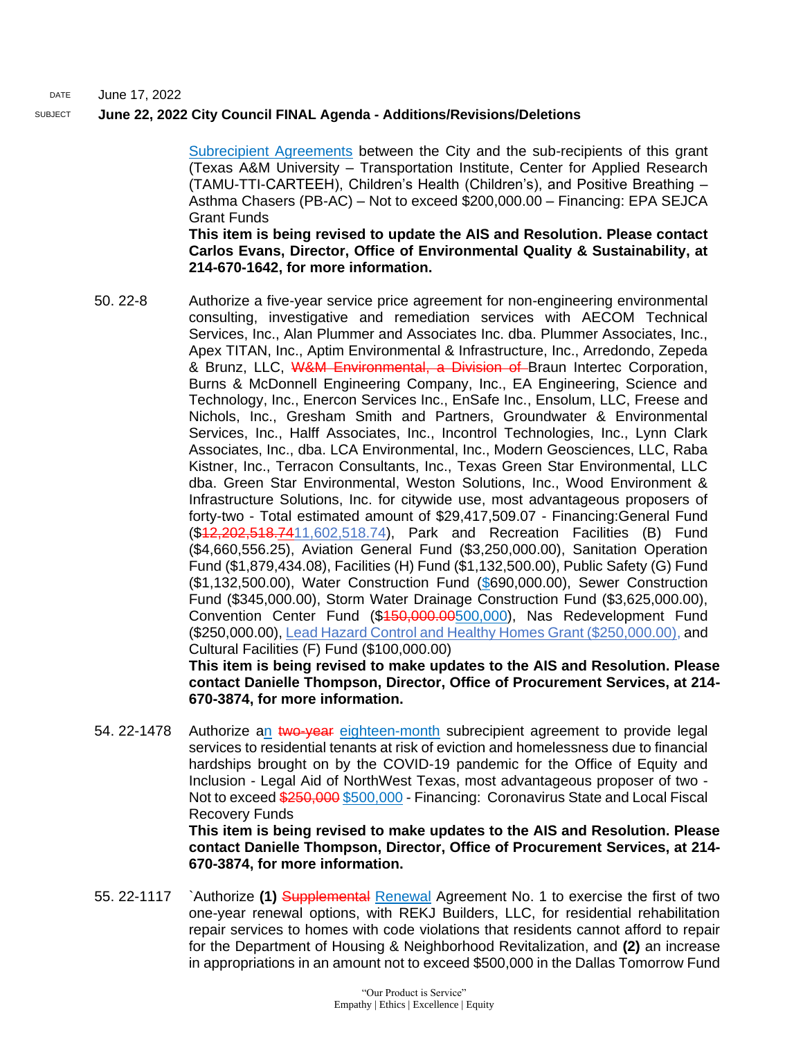DATE June 17, 2022

SUBJECT **June 22, 2022 City Council FINAL Agenda - Additions/Revisions/Deletions**

Subrecipient Agreements between the City and the sub-recipients of this grant (Texas A&M University – Transportation Institute, Center for Applied Research (TAMU-TTI-CARTEEH), Children's Health (Children's), and Positive Breathing – Asthma Chasers (PB-AC) – Not to exceed $200,000.00 – Financing: EPA SEJCA Grant Funds
**This item is being revised to update the AIS and Resolution. Please contact Carlos Evans, Director, Office of Environmental Quality & Sustainability, at 214-670-1642, for more information.**

50. 22-8 Authorize a five-year service price agreement for non-engineering environmental consulting, investigative and remediation services with AECOM Technical Services, Inc., Alan Plummer and Associates Inc. dba. Plummer Associates, Inc., Apex TITAN, Inc., Aptim Environmental & Infrastructure, Inc., Arredondo, Zepeda & Brunz, LLC, ~~W&M Environmental, a Division of~~ Braun Intertec Corporation, Burns & McDonnell Engineering Company, Inc., EA Engineering, Science and Technology, Inc., Enercon Services Inc., EnSafe Inc., Ensolum, LLC, Freese and Nichols, Inc., Gresham Smith and Partners, Groundwater & Environmental Services, Inc., Halff Associates, Inc., Incontrol Technologies, Inc., Lynn Clark Associates, Inc., dba. LCA Environmental, Inc., Modern Geosciences, LLC, Raba Kistner, Inc., Terracon Consultants, Inc., Texas Green Star Environmental, LLC dba. Green Star Environmental, Weston Solutions, Inc., Wood Environment & Infrastructure Solutions, Inc. for citywide use, most advantageous proposers of forty-two - Total estimated amount of $29,417,509.07 - Financing:General Fund ($~~12,202,518.74~~11,602,518.74), Park and Recreation Facilities (B) Fund ($4,660,556.25), Aviation General Fund ($3,250,000.00), Sanitation Operation Fund ($1,879,434.08), Facilities (H) Fund ($1,132,500.00), Public Safety (G) Fund ($1,132,500.00), Water Construction Fund ($690,000.00), Sewer Construction Fund ($345,000.00), Storm Water Drainage Construction Fund ($3,625,000.00), Convention Center Fund ($~~150,000.00~~500,000), Nas Redevelopment Fund ($250,000.00), Lead Hazard Control and Healthy Homes Grant ($250,000.00), and Cultural Facilities (F) Fund ($100,000.00)
**This item is being revised to make updates to the AIS and Resolution. Please contact Danielle Thompson, Director, Office of Procurement Services, at 214-670-3874, for more information.**

54. 22-1478 Authorize an ~~two-year~~ eighteen-month subrecipient agreement to provide legal services to residential tenants at risk of eviction and homelessness due to financial hardships brought on by the COVID-19 pandemic for the Office of Equity and Inclusion - Legal Aid of NorthWest Texas, most advantageous proposer of two - Not to exceed ~~$250,000~~ $500,000 - Financing: Coronavirus State and Local Fiscal Recovery Funds
**This item is being revised to make updates to the AIS and Resolution. Please contact Danielle Thompson, Director, Office of Procurement Services, at 214-670-3874, for more information.**

55. 22-1117 `Authorize **(1)** ~~Supplemental~~ Renewal Agreement No. 1 to exercise the first of two one-year renewal options, with REKJ Builders, LLC, for residential rehabilitation repair services to homes with code violations that residents cannot afford to repair for the Department of Housing & Neighborhood Revitalization, and **(2)** an increase in appropriations in an amount not to exceed $500,000 in the Dallas Tomorrow Fund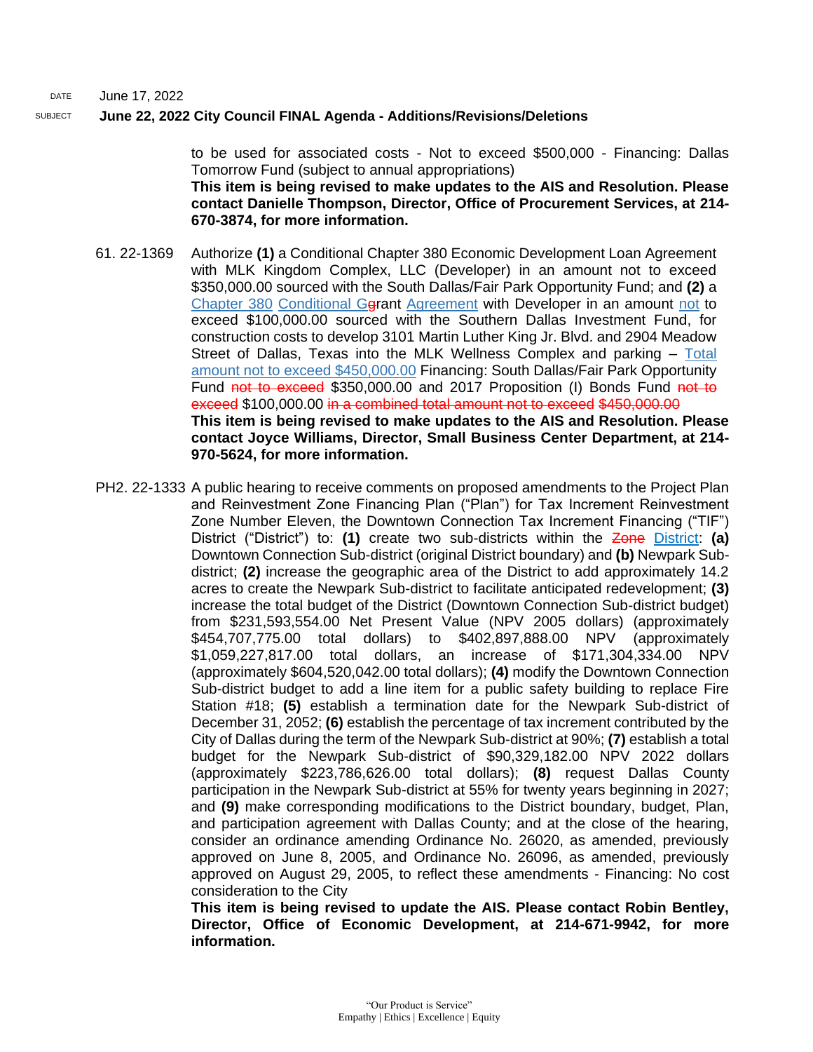to be used for associated costs - Not to exceed $500,000 - Financing: Dallas Tomorrow Fund (subject to annual appropriations)
**This item is being revised to make updates to the AIS and Resolution. Please contact Danielle Thompson, Director, Office of Procurement Services, at 214-670-3874, for more information.**

61. 22-1369 Authorize **(1)** a Conditional Chapter 380 Economic Development Loan Agreement with MLK Kingdom Complex, LLC (Developer) in an amount not to exceed $350,000.00 sourced with the South Dallas/Fair Park Opportunity Fund; and **(2)** a Chapter 380 Conditional G~~g~~rant Agreement with Developer in an amount not to exceed $100,000.00 sourced with the Southern Dallas Investment Fund, for construction costs to develop 3101 Martin Luther King Jr. Blvd. and 2904 Meadow Street of Dallas, Texas into the MLK Wellness Complex and parking – Total amount not to exceed $450,000.00 Financing: South Dallas/Fair Park Opportunity Fund ~~not to exceed~~ $350,000.00 and 2017 Proposition (I) Bonds Fund ~~not to exceed~~ $100,000.00 ~~in a combined total amount not to exceed $450,000.00~~
**This item is being revised to make updates to the AIS and Resolution. Please contact Joyce Williams, Director, Small Business Center Department, at 214-970-5624, for more information.**

PH2. 22-1333 A public hearing to receive comments on proposed amendments to the Project Plan and Reinvestment Zone Financing Plan ("Plan") for Tax Increment Reinvestment Zone Number Eleven, the Downtown Connection Tax Increment Financing ("TIF") District ("District") to: **(1)** create two sub-districts within the ~~Zone~~ District: **(a)** Downtown Connection Sub-district (original District boundary) and **(b)** Newpark Sub-district; **(2)** increase the geographic area of the District to add approximately 14.2 acres to create the Newpark Sub-district to facilitate anticipated redevelopment; **(3)** increase the total budget of the District (Downtown Connection Sub-district budget) from $231,593,554.00 Net Present Value (NPV 2005 dollars) (approximately $454,707,775.00 total dollars) to $402,897,888.00 NPV (approximately $1,059,227,817.00 total dollars, an increase of $171,304,334.00 NPV (approximately $604,520,042.00 total dollars); **(4)** modify the Downtown Connection Sub-district budget to add a line item for a public safety building to replace Fire Station #18; **(5)** establish a termination date for the Newpark Sub-district of December 31, 2052; **(6)** establish the percentage of tax increment contributed by the City of Dallas during the term of the Newpark Sub-district at 90%; **(7)** establish a total budget for the Newpark Sub-district of $90,329,182.00 NPV 2022 dollars (approximately $223,786,626.00 total dollars); **(8)** request Dallas County participation in the Newpark Sub-district at 55% for twenty years beginning in 2027; and **(9)** make corresponding modifications to the District boundary, budget, Plan, and participation agreement with Dallas County; and at the close of the hearing, consider an ordinance amending Ordinance No. 26020, as amended, previously approved on June 8, 2005, and Ordinance No. 26096, as amended, previously approved on August 29, 2005, to reflect these amendments - Financing: No cost consideration to the City
**This item is being revised to update the AIS. Please contact Robin Bentley, Director, Office of Economic Development, at 214-671-9942, for more information.**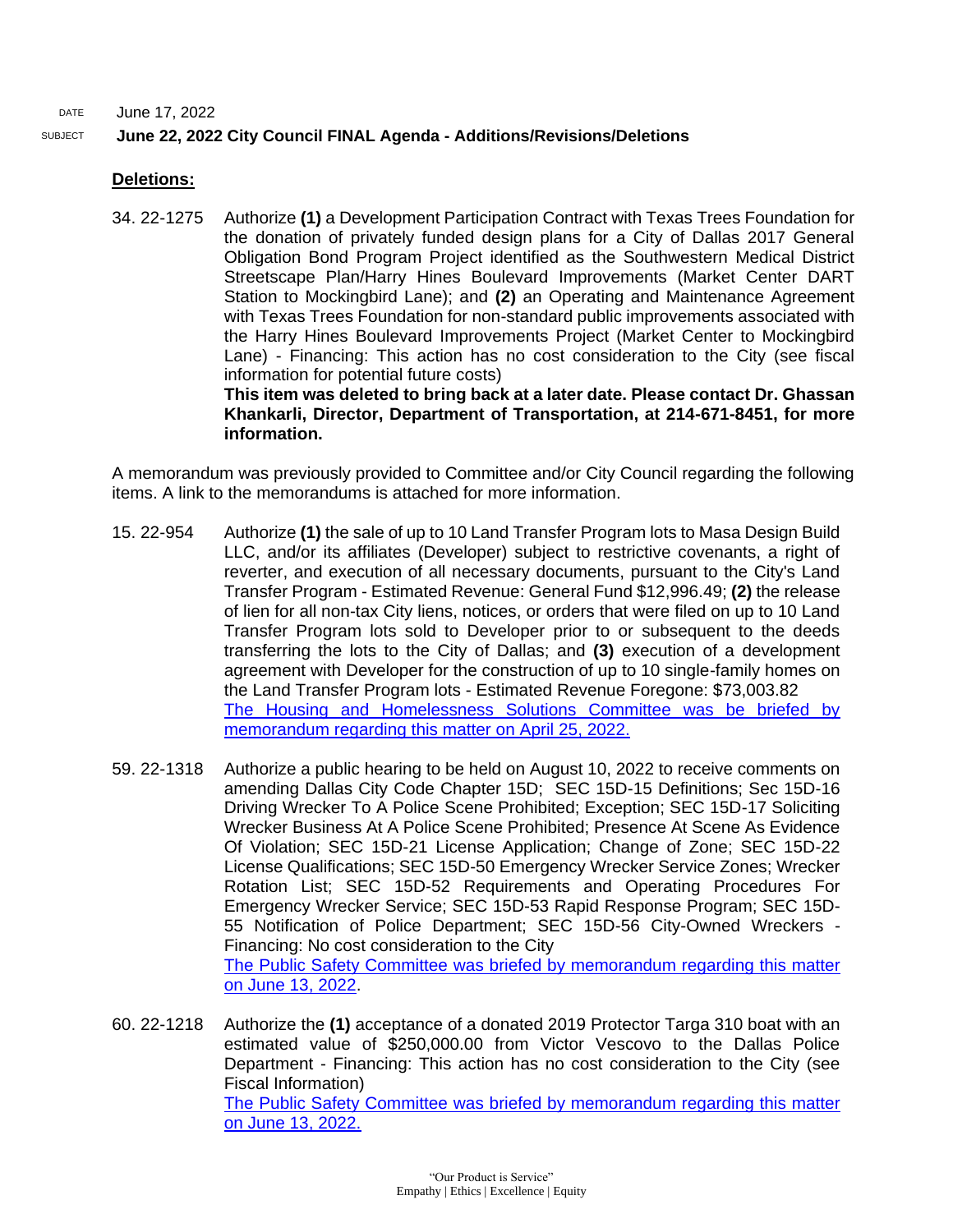DATE June 17, 2022

SUBJECT **June 22, 2022 City Council FINAL Agenda - Additions/Revisions/Deletions**

**Deletions:**

34. 22-1275 Authorize **(1)** a Development Participation Contract with Texas Trees Foundation for the donation of privately funded design plans for a City of Dallas 2017 General Obligation Bond Program Project identified as the Southwestern Medical District Streetscape Plan/Harry Hines Boulevard Improvements (Market Center DART Station to Mockingbird Lane); and **(2)** an Operating and Maintenance Agreement with Texas Trees Foundation for non-standard public improvements associated with the Harry Hines Boulevard Improvements Project (Market Center to Mockingbird Lane) - Financing: This action has no cost consideration to the City (see fiscal information for potential future costs)
**This item was deleted to bring back at a later date. Please contact Dr. Ghassan Khankarli, Director, Department of Transportation, at 214-671-8451, for more information.**

A memorandum was previously provided to Committee and/or City Council regarding the following items. A link to the memorandums is attached for more information.

15. 22-954 Authorize **(1)** the sale of up to 10 Land Transfer Program lots to Masa Design Build LLC, and/or its affiliates (Developer) subject to restrictive covenants, a right of reverter, and execution of all necessary documents, pursuant to the City's Land Transfer Program - Estimated Revenue: General Fund $12,996.49; **(2)** the release of lien for all non-tax City liens, notices, or orders that were filed on up to 10 Land Transfer Program lots sold to Developer prior to or subsequent to the deeds transferring the lots to the City of Dallas; and **(3)** execution of a development agreement with Developer for the construction of up to 10 single-family homes on the Land Transfer Program lots - Estimated Revenue Foregone: $73,003.82
The Housing and Homelessness Solutions Committee was be briefed by memorandum regarding this matter on April 25, 2022.

59. 22-1318 Authorize a public hearing to be held on August 10, 2022 to receive comments on amending Dallas City Code Chapter 15D; SEC 15D-15 Definitions; Sec 15D-16 Driving Wrecker To A Police Scene Prohibited; Exception; SEC 15D-17 Soliciting Wrecker Business At A Police Scene Prohibited; Presence At Scene As Evidence Of Violation; SEC 15D-21 License Application; Change of Zone; SEC 15D-22 License Qualifications; SEC 15D-50 Emergency Wrecker Service Zones; Wrecker Rotation List; SEC 15D-52 Requirements and Operating Procedures For Emergency Wrecker Service; SEC 15D-53 Rapid Response Program; SEC 15D-55 Notification of Police Department; SEC 15D-56 City-Owned Wreckers - Financing: No cost consideration to the City
The Public Safety Committee was briefed by memorandum regarding this matter on June 13, 2022.

60. 22-1218 Authorize the **(1)** acceptance of a donated 2019 Protector Targa 310 boat with an estimated value of $250,000.00 from Victor Vescovo to the Dallas Police Department - Financing: This action has no cost consideration to the City (see Fiscal Information)
The Public Safety Committee was briefed by memorandum regarding this matter on June 13, 2022.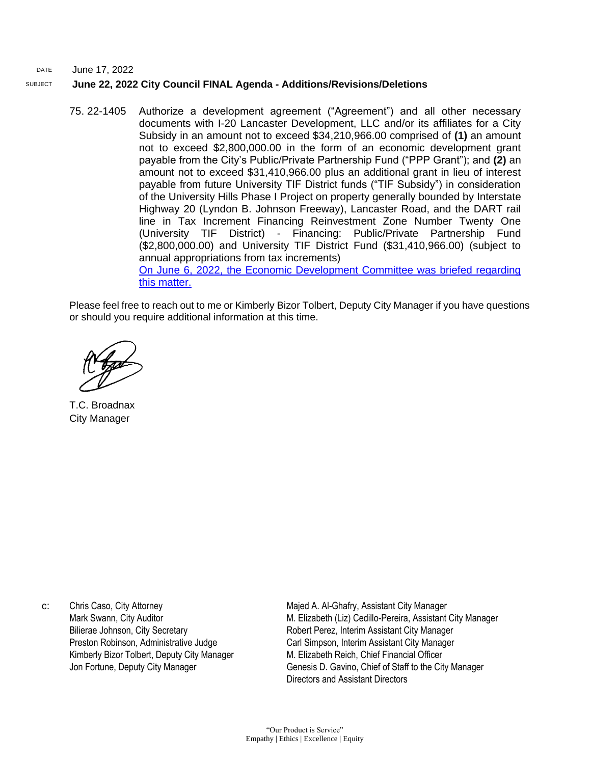DATE June 17, 2022

SUBJECT **June 22, 2022 City Council FINAL Agenda - Additions/Revisions/Deletions**

75. 22-1405 Authorize a development agreement ("Agreement") and all other necessary documents with I-20 Lancaster Development, LLC and/or its affiliates for a City Subsidy in an amount not to exceed $34,210,966.00 comprised of **(1)** an amount not to exceed $2,800,000.00 in the form of an economic development grant payable from the City's Public/Private Partnership Fund ("PPP Grant"); and **(2)** an amount not to exceed $31,410,966.00 plus an additional grant in lieu of interest payable from future University TIF District funds ("TIF Subsidy") in consideration of the University Hills Phase I Project on property generally bounded by Interstate Highway 20 (Lyndon B. Johnson Freeway), Lancaster Road, and the DART rail line in Tax Increment Financing Reinvestment Zone Number Twenty One (University TIF District) - Financing: Public/Private Partnership Fund ($2,800,000.00) and University TIF District Fund ($31,410,966.00) (subject to annual appropriations from tax increments)
On June 6, 2022, the Economic Development Committee was briefed regarding this matter.

Please feel free to reach out to me or Kimberly Bizor Tolbert, Deputy City Manager if you have questions or should you require additional information at this time.

T.C. Broadnax
City Manager

c: Chris Caso, City Attorney
Mark Swann, City Auditor
Bilierae Johnson, City Secretary
Preston Robinson, Administrative Judge
Kimberly Bizor Tolbert, Deputy City Manager
Jon Fortune, Deputy City Manager
Majed A. Al-Ghafry, Assistant City Manager
M. Elizabeth (Liz) Cedillo-Pereira, Assistant City Manager
Robert Perez, Interim Assistant City Manager
Carl Simpson, Interim Assistant City Manager
M. Elizabeth Reich, Chief Financial Officer
Genesis D. Gavino, Chief of Staff to the City Manager
Directors and Assistant Directors

"Our Product is Service"
Empathy | Ethics | Excellence | Equity